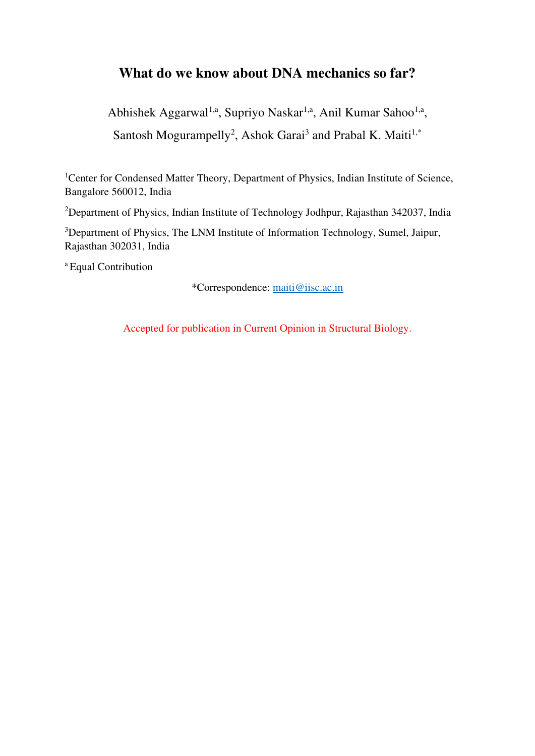# What do we know about DNA mechanics so far?

Abhishek Aggarwal[1,a], Supriyo Naskar[1,a], Anil Kumar Sahoo[1,a], Santosh Mogurampelly[2], Ashok Garai[3] and Prabal K. Maiti[1,*]

[1]Center for Condensed Matter Theory, Department of Physics, Indian Institute of Science, Bangalore 560012, India

[2]Department of Physics, Indian Institute of Technology Jodhpur, Rajasthan 342037, India

[3]Department of Physics, The LNM Institute of Information Technology, Sumel, Jaipur, Rajasthan 302031, India

[a] Equal Contribution

*Correspondence: maiti@iisc.ac.in

Accepted for publication in Current Opinion in Structural Biology.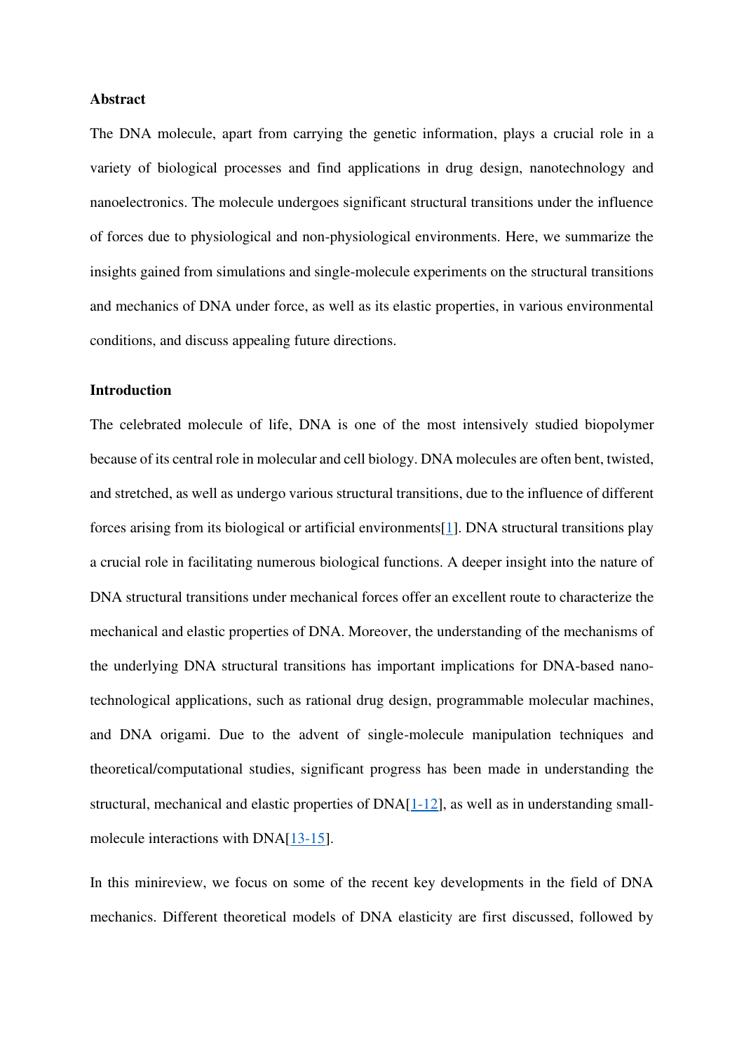**Abstract**

The DNA molecule, apart from carrying the genetic information, plays a crucial role in a variety of biological processes and find applications in drug design, nanotechnology and nanoelectronics. The molecule undergoes significant structural transitions under the influence of forces due to physiological and non-physiological environments. Here, we summarize the insights gained from simulations and single-molecule experiments on the structural transitions and mechanics of DNA under force, as well as its elastic properties, in various environmental conditions, and discuss appealing future directions.

**Introduction**

The celebrated molecule of life, DNA is one of the most intensively studied biopolymer because of its central role in molecular and cell biology. DNA molecules are often bent, twisted, and stretched, as well as undergo various structural transitions, due to the influence of different forces arising from its biological or artificial environments[1]. DNA structural transitions play a crucial role in facilitating numerous biological functions. A deeper insight into the nature of DNA structural transitions under mechanical forces offer an excellent route to characterize the mechanical and elastic properties of DNA. Moreover, the understanding of the mechanisms of the underlying DNA structural transitions has important implications for DNA-based nano-technological applications, such as rational drug design, programmable molecular machines, and DNA origami. Due to the advent of single-molecule manipulation techniques and theoretical/computational studies, significant progress has been made in understanding the structural, mechanical and elastic properties of DNA[1-12], as well as in understanding small-molecule interactions with DNA[13-15].

In this minireview, we focus on some of the recent key developments in the field of DNA mechanics. Different theoretical models of DNA elasticity are first discussed, followed by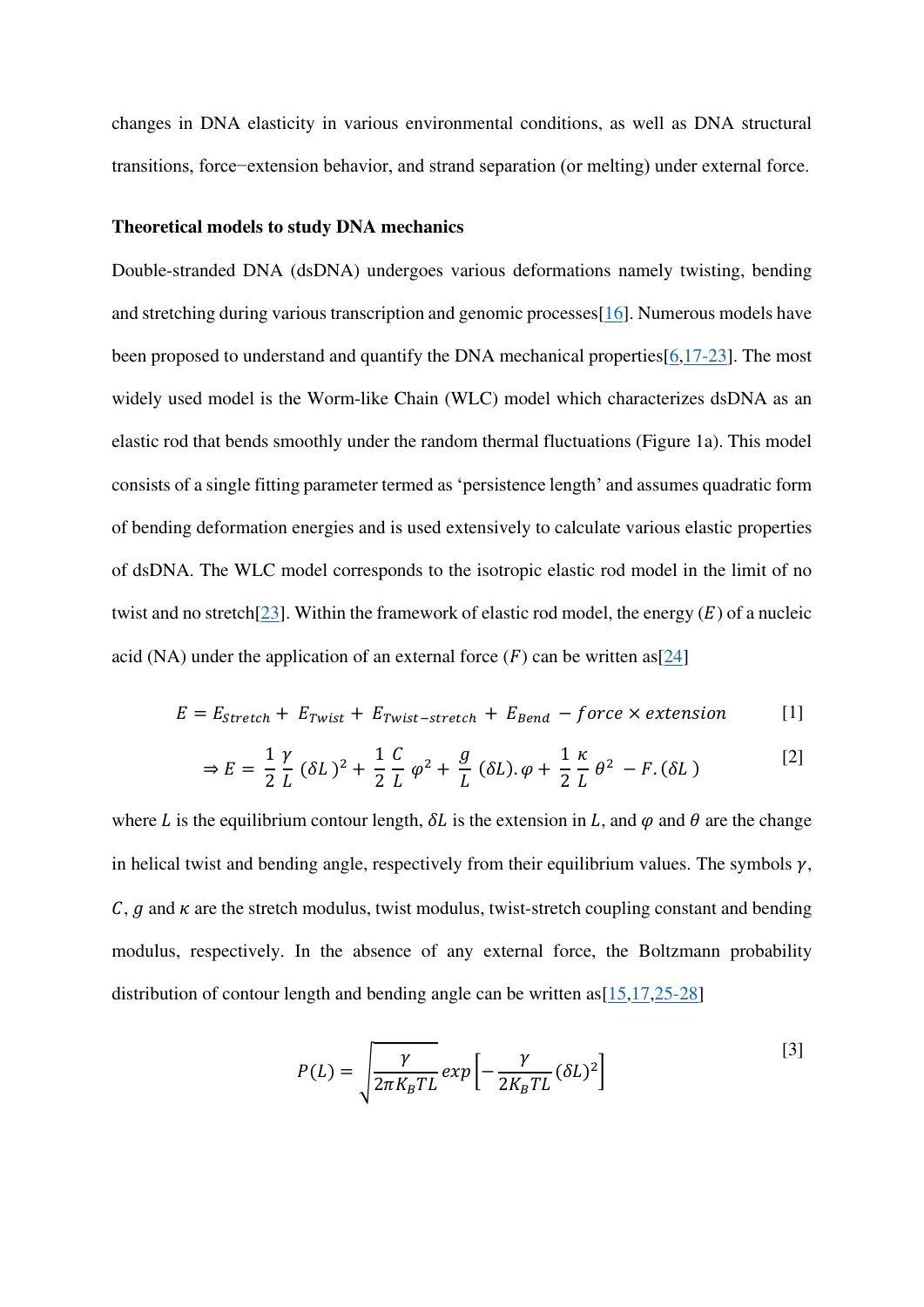changes in DNA elasticity in various environmental conditions, as well as DNA structural transitions, force−extension behavior, and strand separation (or melting) under external force.

**Theoretical models to study DNA mechanics**

Double-stranded DNA (dsDNA) undergoes various deformations namely twisting, bending and stretching during various transcription and genomic processes[16]. Numerous models have been proposed to understand and quantify the DNA mechanical properties[6,17-23]. The most widely used model is the Worm-like Chain (WLC) model which characterizes dsDNA as an elastic rod that bends smoothly under the random thermal fluctuations (Figure 1a). This model consists of a single fitting parameter termed as 'persistence length' and assumes quadratic form of bending deformation energies and is used extensively to calculate various elastic properties of dsDNA. The WLC model corresponds to the isotropic elastic rod model in the limit of no twist and no stretch[23]. Within the framework of elastic rod model, the energy ($E$) of a nucleic acid (NA) under the application of an external force ($F$) can be written as[24]

$$E = E_{Stretch} + E_{Twist} + E_{Twist-stretch} + E_{Bend} - force \times extension \qquad [1]$$

$$\Rightarrow E = \frac{1}{2}\frac{\gamma}{L}(\delta L)^2 + \frac{1}{2}\frac{C}{L}\varphi^2 + \frac{g}{L}(\delta L).\varphi + \frac{1}{2}\frac{\kappa}{L}\theta^2 - F.(\delta L) \qquad [2]$$

where $L$ is the equilibrium contour length, $\delta L$ is the extension in $L$, and $\varphi$ and $\theta$ are the change in helical twist and bending angle, respectively from their equilibrium values. The symbols $\gamma$, $C$, $g$ and $\kappa$ are the stretch modulus, twist modulus, twist-stretch coupling constant and bending modulus, respectively. In the absence of any external force, the Boltzmann probability distribution of contour length and bending angle can be written as[15,17,25-28]

$$P(L) = \sqrt{\frac{\gamma}{2\pi K_B T L}}\, exp\left[-\frac{\gamma}{2K_B T L}(\delta L)^2\right] \qquad [3]$$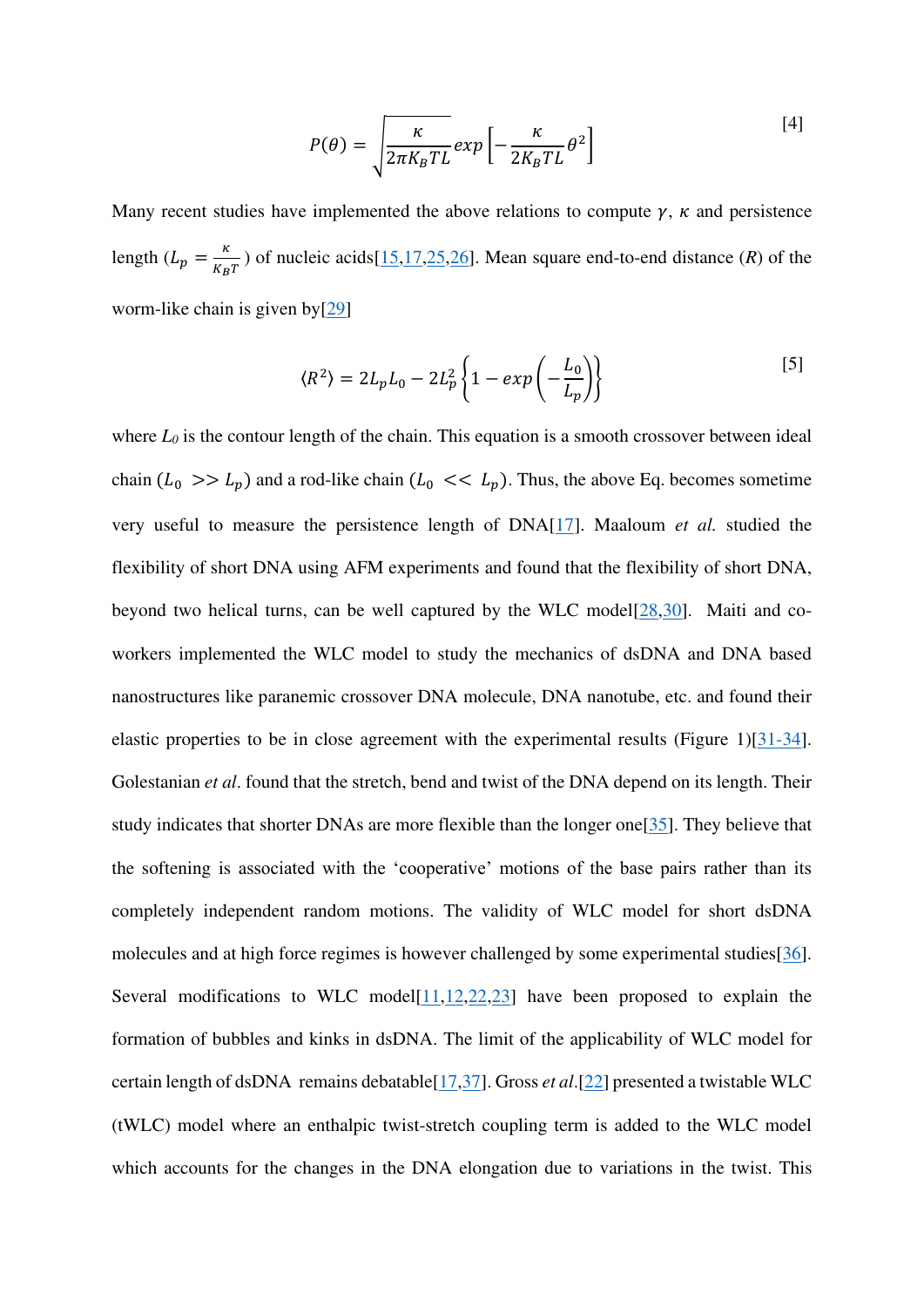$$P(\theta) = \sqrt{\frac{\kappa}{2\pi K_B T L}} exp\left[-\frac{\kappa}{2K_B T L}\theta^2\right] \quad [4]$$

Many recent studies have implemented the above relations to compute $\gamma$, $\kappa$ and persistence length ($L_p = \frac{\kappa}{K_B T}$) of nucleic acids[15,17,25,26]. Mean square end-to-end distance ($R$) of the worm-like chain is given by[29]

$$\langle R^2 \rangle = 2L_p L_0 - 2L_p^2 \left\{1 - exp\left(-\frac{L_0}{L_p}\right)\right\} \quad [5]$$

where $L_0$ is the contour length of the chain. This equation is a smooth crossover between ideal chain ($L_0 >> L_p$) and a rod-like chain ($L_0 << L_p$). Thus, the above Eq. becomes sometime very useful to measure the persistence length of DNA[17]. Maaloum *et al.* studied the flexibility of short DNA using AFM experiments and found that the flexibility of short DNA, beyond two helical turns, can be well captured by the WLC model[28,30]. Maiti and co-workers implemented the WLC model to study the mechanics of dsDNA and DNA based nanostructures like paranemic crossover DNA molecule, DNA nanotube, etc. and found their elastic properties to be in close agreement with the experimental results (Figure 1)[31-34]. Golestanian *et al*. found that the stretch, bend and twist of the DNA depend on its length. Their study indicates that shorter DNAs are more flexible than the longer one[35]. They believe that the softening is associated with the 'cooperative' motions of the base pairs rather than its completely independent random motions. The validity of WLC model for short dsDNA molecules and at high force regimes is however challenged by some experimental studies[36]. Several modifications to WLC model[11,12,22,23] have been proposed to explain the formation of bubbles and kinks in dsDNA. The limit of the applicability of WLC model for certain length of dsDNA remains debatable[17,37]. Gross *et al*.[22] presented a twistable WLC (tWLC) model where an enthalpic twist-stretch coupling term is added to the WLC model which accounts for the changes in the DNA elongation due to variations in the twist. This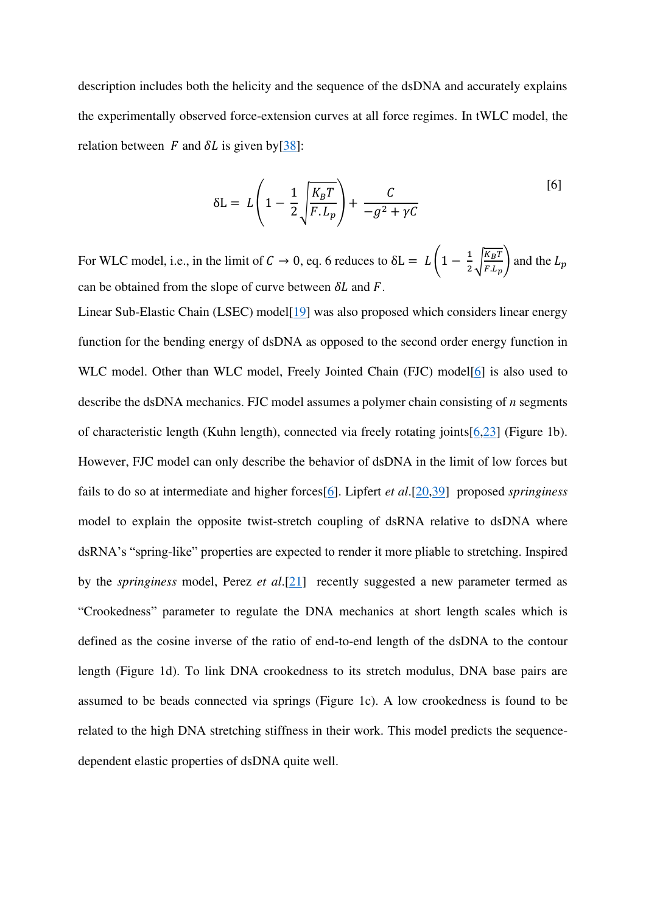description includes both the helicity and the sequence of the dsDNA and accurately explains the experimentally observed force-extension curves at all force regimes. In tWLC model, the relation between $F$ and $\delta L$ is given by[38]:

$$\delta \mathrm{L} = L\left(1 - \frac{1}{2}\sqrt{\frac{K_B T}{F.L_p}}\right) + \frac{C}{-g^2 + \gamma C} \qquad [6]$$

For WLC model, i.e., in the limit of $C \to 0$, eq. 6 reduces to $\delta \mathrm{L} = L\left(1 - \frac{1}{2}\sqrt{\frac{K_B T}{F.L_p}}\right)$ and the $L_p$ can be obtained from the slope of curve between $\delta L$ and $F$.

Linear Sub-Elastic Chain (LSEC) model[19] was also proposed which considers linear energy function for the bending energy of dsDNA as opposed to the second order energy function in WLC model. Other than WLC model, Freely Jointed Chain (FJC) model[6] is also used to describe the dsDNA mechanics. FJC model assumes a polymer chain consisting of *n* segments of characteristic length (Kuhn length), connected via freely rotating joints[6,23] (Figure 1b). However, FJC model can only describe the behavior of dsDNA in the limit of low forces but fails to do so at intermediate and higher forces[6]. Lipfert *et al*.[20,39] proposed *springiness* model to explain the opposite twist-stretch coupling of dsRNA relative to dsDNA where dsRNA's "spring-like" properties are expected to render it more pliable to stretching. Inspired by the *springiness* model, Perez *et al*.[21] recently suggested a new parameter termed as "Crookedness" parameter to regulate the DNA mechanics at short length scales which is defined as the cosine inverse of the ratio of end-to-end length of the dsDNA to the contour length (Figure 1d). To link DNA crookedness to its stretch modulus, DNA base pairs are assumed to be beads connected via springs (Figure 1c). A low crookedness is found to be related to the high DNA stretching stiffness in their work. This model predicts the sequence-dependent elastic properties of dsDNA quite well.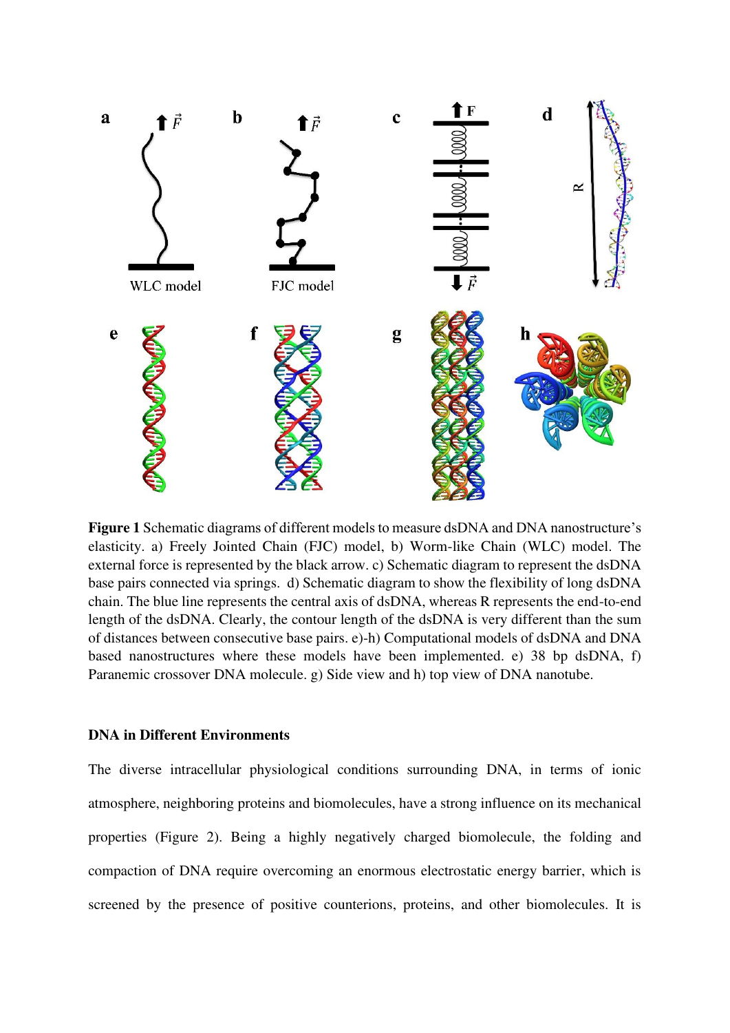a

$\vec{F}$

WLC model

b

$\vec{F}$

FJC model

c

F

$\vec{F}$

d

R

e

f

g

h

**Figure 1** Schematic diagrams of different models to measure dsDNA and DNA nanostructure's elasticity. a) Freely Jointed Chain (FJC) model, b) Worm-like Chain (WLC) model. The external force is represented by the black arrow. c) Schematic diagram to represent the dsDNA base pairs connected via springs. d) Schematic diagram to show the flexibility of long dsDNA chain. The blue line represents the central axis of dsDNA, whereas R represents the end-to-end length of the dsDNA. Clearly, the contour length of the dsDNA is very different than the sum of distances between consecutive base pairs. e)-h) Computational models of dsDNA and DNA based nanostructures where these models have been implemented. e) 38 bp dsDNA, f) Paranemic crossover DNA molecule. g) Side view and h) top view of DNA nanotube.

**DNA in Different Environments**

The diverse intracellular physiological conditions surrounding DNA, in terms of ionic atmosphere, neighboring proteins and biomolecules, have a strong influence on its mechanical properties (Figure 2). Being a highly negatively charged biomolecule, the folding and compaction of DNA require overcoming an enormous electrostatic energy barrier, which is screened by the presence of positive counterions, proteins, and other biomolecules. It is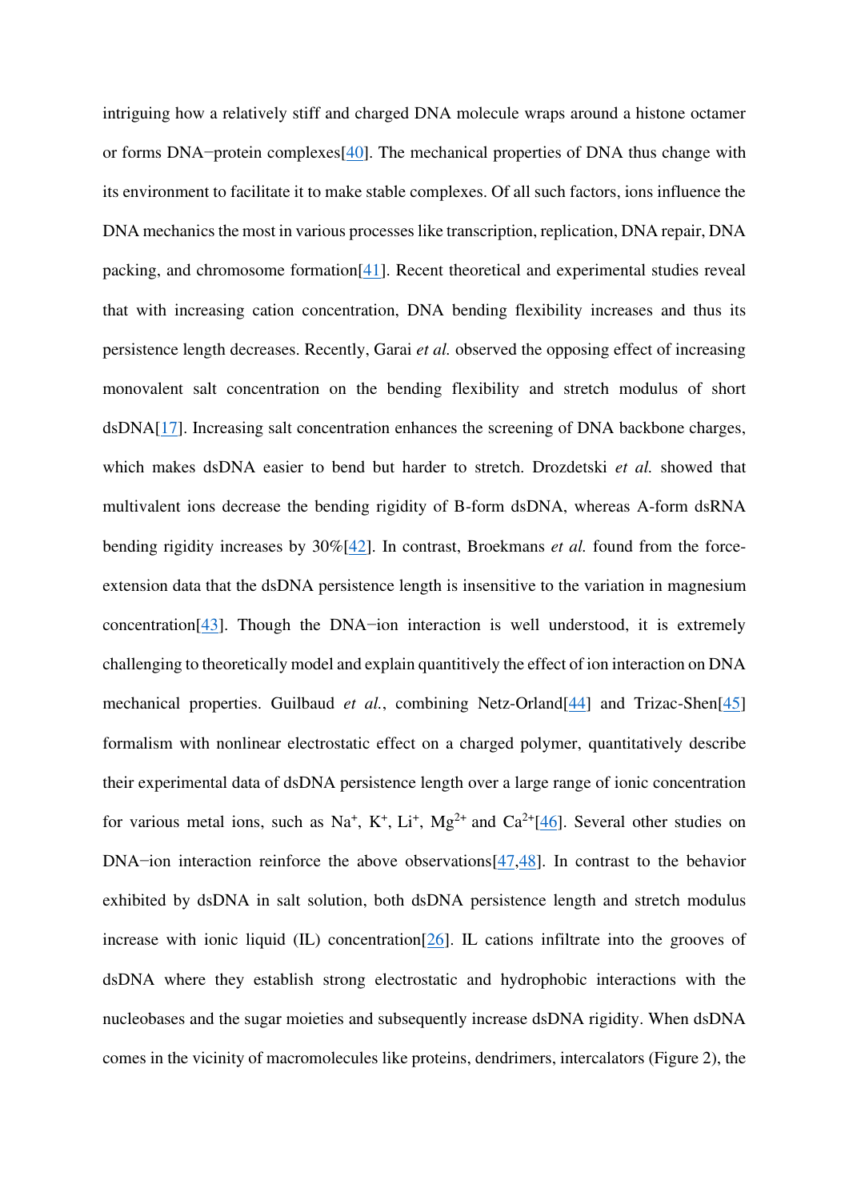intriguing how a relatively stiff and charged DNA molecule wraps around a histone octamer or forms DNA−protein complexes[40]. The mechanical properties of DNA thus change with its environment to facilitate it to make stable complexes. Of all such factors, ions influence the DNA mechanics the most in various processes like transcription, replication, DNA repair, DNA packing, and chromosome formation[41]. Recent theoretical and experimental studies reveal that with increasing cation concentration, DNA bending flexibility increases and thus its persistence length decreases. Recently, Garai *et al.* observed the opposing effect of increasing monovalent salt concentration on the bending flexibility and stretch modulus of short dsDNA[17]. Increasing salt concentration enhances the screening of DNA backbone charges, which makes dsDNA easier to bend but harder to stretch. Drozdetski *et al.* showed that multivalent ions decrease the bending rigidity of B-form dsDNA, whereas A-form dsRNA bending rigidity increases by 30%[42]. In contrast, Broekmans *et al.* found from the force-extension data that the dsDNA persistence length is insensitive to the variation in magnesium concentration[43]. Though the DNA−ion interaction is well understood, it is extremely challenging to theoretically model and explain quantitively the effect of ion interaction on DNA mechanical properties. Guilbaud *et al.*, combining Netz-Orland[44] and Trizac-Shen[45] formalism with nonlinear electrostatic effect on a charged polymer, quantitatively describe their experimental data of dsDNA persistence length over a large range of ionic concentration for various metal ions, such as $Na^{+}$, $K^{+}$, $Li^{+}$, $Mg^{2+}$ and $Ca^{2+}$[46]. Several other studies on DNA−ion interaction reinforce the above observations[47,48]. In contrast to the behavior exhibited by dsDNA in salt solution, both dsDNA persistence length and stretch modulus increase with ionic liquid (IL) concentration[26]. IL cations infiltrate into the grooves of dsDNA where they establish strong electrostatic and hydrophobic interactions with the nucleobases and the sugar moieties and subsequently increase dsDNA rigidity. When dsDNA comes in the vicinity of macromolecules like proteins, dendrimers, intercalators (Figure 2), the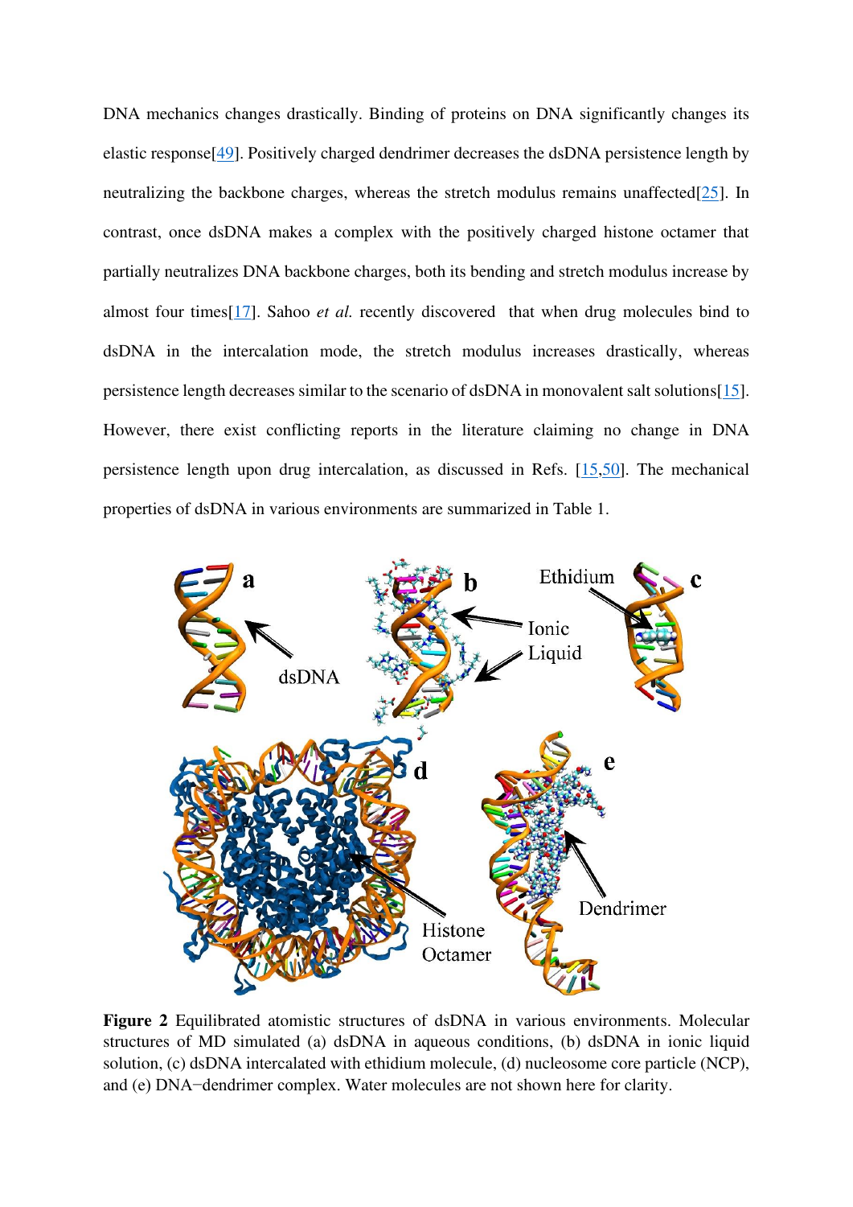DNA mechanics changes drastically. Binding of proteins on DNA significantly changes its elastic response[49]. Positively charged dendrimer decreases the dsDNA persistence length by neutralizing the backbone charges, whereas the stretch modulus remains unaffected[25]. In contrast, once dsDNA makes a complex with the positively charged histone octamer that partially neutralizes DNA backbone charges, both its bending and stretch modulus increase by almost four times[17]. Sahoo *et al.* recently discovered that when drug molecules bind to dsDNA in the intercalation mode, the stretch modulus increases drastically, whereas persistence length decreases similar to the scenario of dsDNA in monovalent salt solutions[15]. However, there exist conflicting reports in the literature claiming no change in DNA persistence length upon drug intercalation, as discussed in Refs. [15,50]. The mechanical properties of dsDNA in various environments are summarized in Table 1.

a

dsDNA

b

Ionic Liquid

Ethidium

c

d

Histone Octamer

e

Dendrimer

**Figure 2** Equilibrated atomistic structures of dsDNA in various environments. Molecular structures of MD simulated (a) dsDNA in aqueous conditions, (b) dsDNA in ionic liquid solution, (c) dsDNA intercalated with ethidium molecule, (d) nucleosome core particle (NCP), and (e) DNA−dendrimer complex. Water molecules are not shown here for clarity.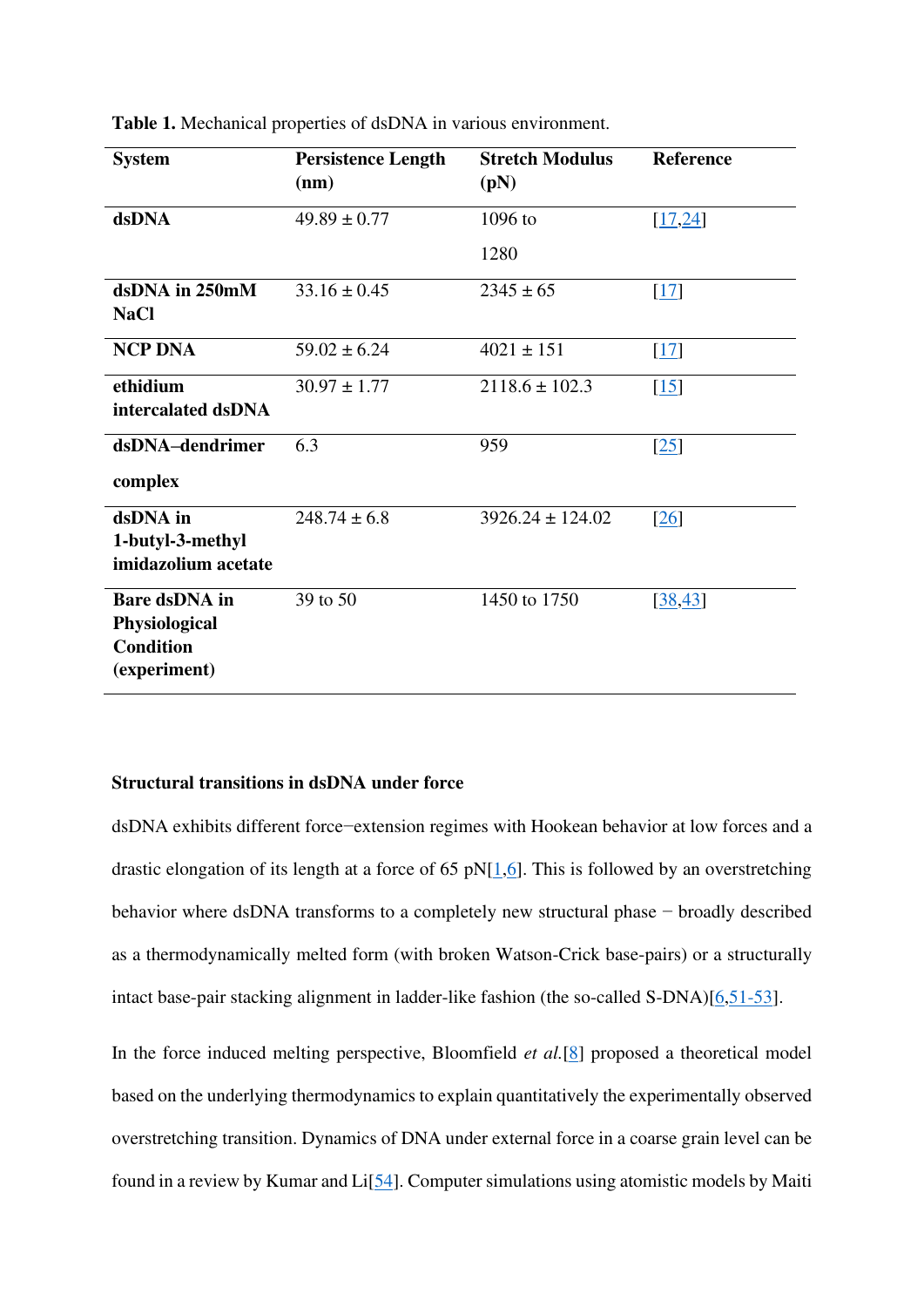**Table 1.** Mechanical properties of dsDNA in various environment.

| System | Persistence Length (nm) | Stretch Modulus (pN) | Reference |
|---|---|---|---|
| **dsDNA** | 49.89 ± 0.77 | 1096 to 1280 | [17,24] |
| **dsDNA in 250mM NaCl** | 33.16 ± 0.45 | 2345 ± 65 | [17] |
| **NCP DNA** | 59.02 ± 6.24 | 4021 ± 151 | [17] |
| **ethidium intercalated dsDNA** | 30.97 ± 1.77 | 2118.6 ± 102.3 | [15] |
| **dsDNA–dendrimer complex** | 6.3 | 959 | [25] |
| **dsDNA in 1-butyl-3-methyl imidazolium acetate** | 248.74 ± 6.8 | 3926.24 ± 124.02 | [26] |
| **Bare dsDNA in Physiological Condition (experiment)** | 39 to 50 | 1450 to 1750 | [38,43] |

**Structural transitions in dsDNA under force**

dsDNA exhibits different force−extension regimes with Hookean behavior at low forces and a drastic elongation of its length at a force of 65 pN[1,6]. This is followed by an overstretching behavior where dsDNA transforms to a completely new structural phase − broadly described as a thermodynamically melted form (with broken Watson-Crick base-pairs) or a structurally intact base-pair stacking alignment in ladder-like fashion (the so-called S-DNA)[6,51-53].

In the force induced melting perspective, Bloomfield *et al.*[8] proposed a theoretical model based on the underlying thermodynamics to explain quantitatively the experimentally observed overstretching transition. Dynamics of DNA under external force in a coarse grain level can be found in a review by Kumar and Li[54]. Computer simulations using atomistic models by Maiti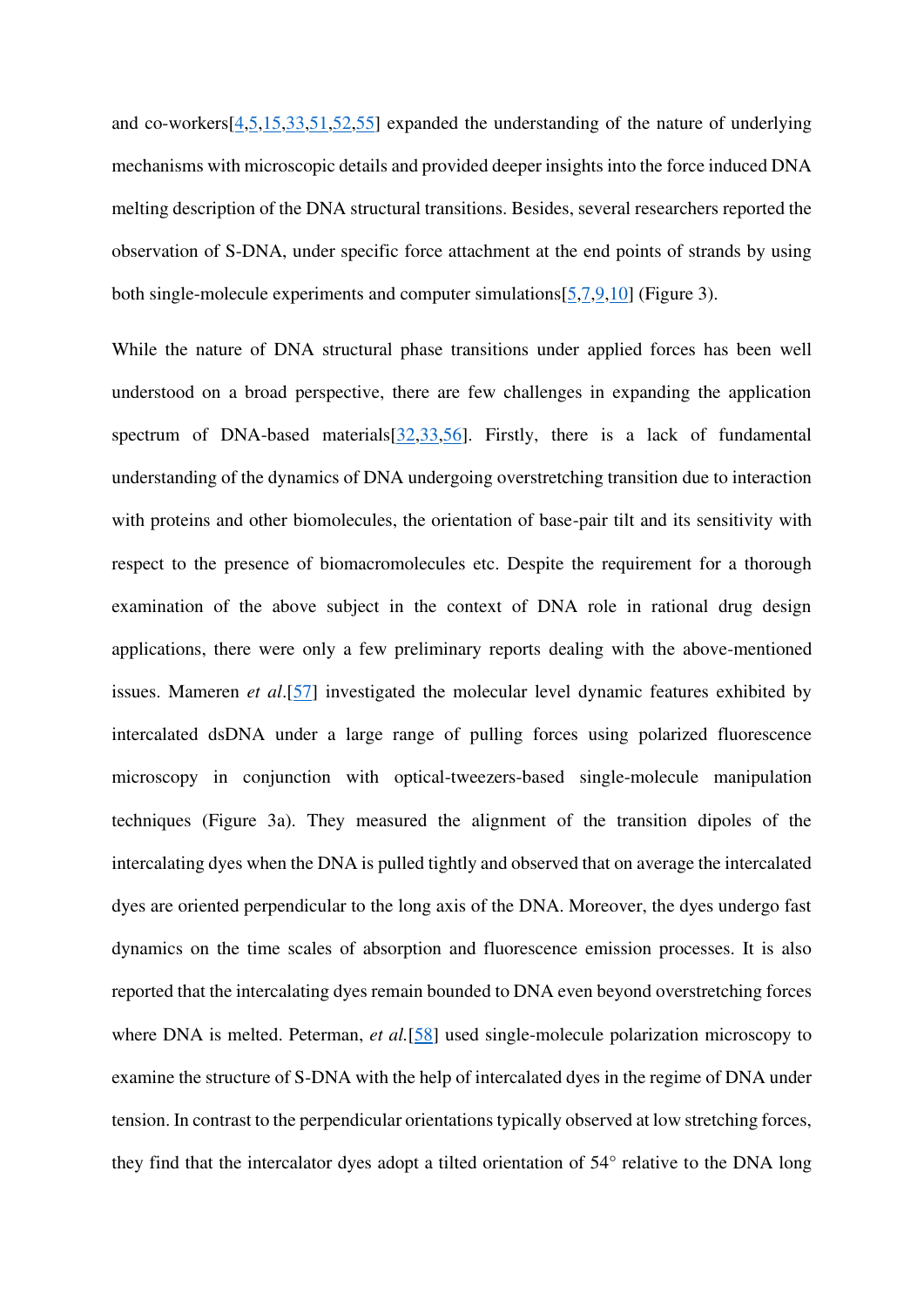and co-workers[4,5,15,33,51,52,55] expanded the understanding of the nature of underlying mechanisms with microscopic details and provided deeper insights into the force induced DNA melting description of the DNA structural transitions. Besides, several researchers reported the observation of S-DNA, under specific force attachment at the end points of strands by using both single-molecule experiments and computer simulations[5,7,9,10] (Figure 3).

While the nature of DNA structural phase transitions under applied forces has been well understood on a broad perspective, there are few challenges in expanding the application spectrum of DNA-based materials[32,33,56]. Firstly, there is a lack of fundamental understanding of the dynamics of DNA undergoing overstretching transition due to interaction with proteins and other biomolecules, the orientation of base-pair tilt and its sensitivity with respect to the presence of biomacromolecules etc. Despite the requirement for a thorough examination of the above subject in the context of DNA role in rational drug design applications, there were only a few preliminary reports dealing with the above-mentioned issues. Mameren *et al*.[57] investigated the molecular level dynamic features exhibited by intercalated dsDNA under a large range of pulling forces using polarized fluorescence microscopy in conjunction with optical-tweezers-based single-molecule manipulation techniques (Figure 3a). They measured the alignment of the transition dipoles of the intercalating dyes when the DNA is pulled tightly and observed that on average the intercalated dyes are oriented perpendicular to the long axis of the DNA. Moreover, the dyes undergo fast dynamics on the time scales of absorption and fluorescence emission processes. It is also reported that the intercalating dyes remain bounded to DNA even beyond overstretching forces where DNA is melted. Peterman, *et al.*[58] used single-molecule polarization microscopy to examine the structure of S-DNA with the help of intercalated dyes in the regime of DNA under tension. In contrast to the perpendicular orientations typically observed at low stretching forces, they find that the intercalator dyes adopt a tilted orientation of 54° relative to the DNA long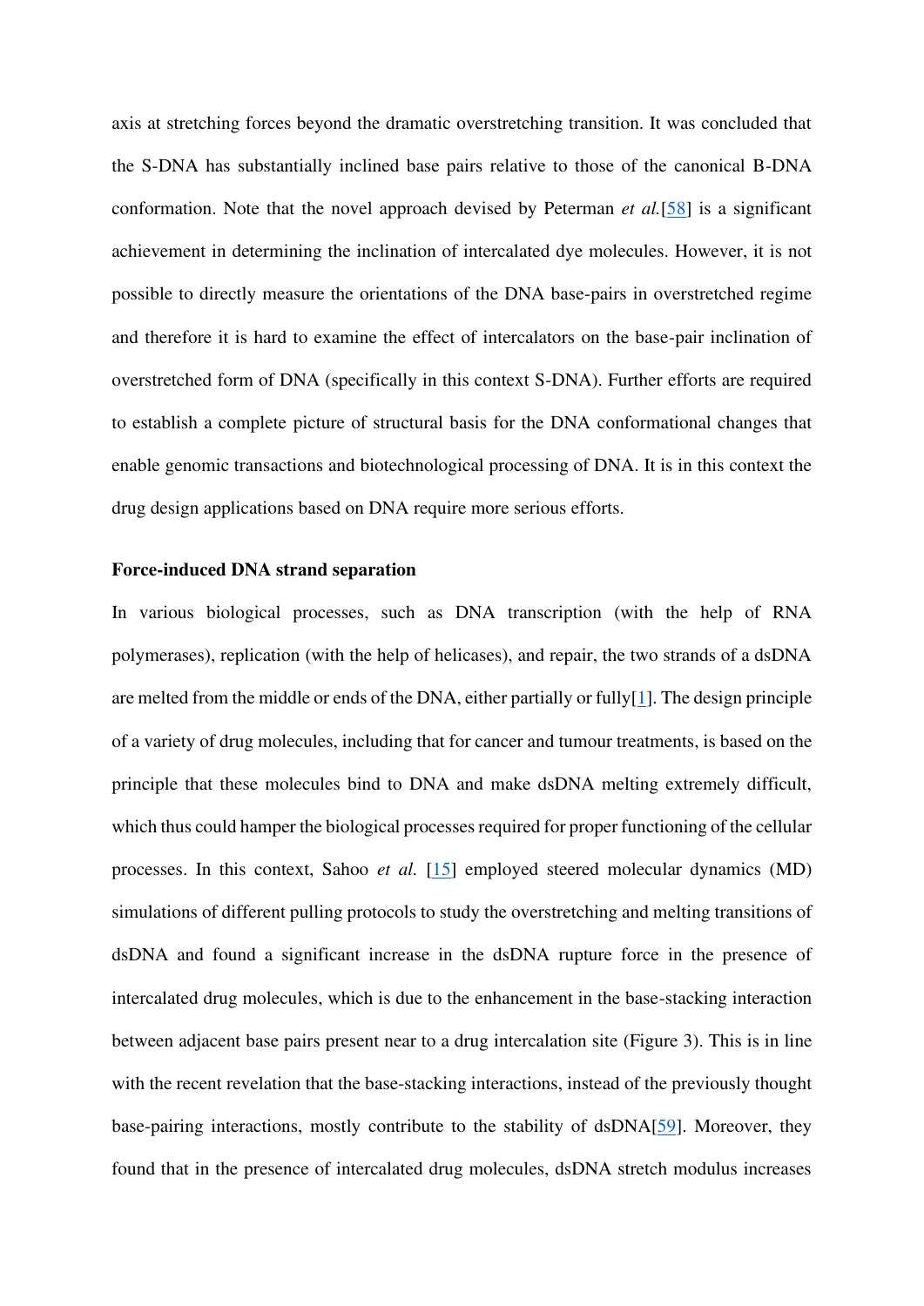axis at stretching forces beyond the dramatic overstretching transition. It was concluded that the S-DNA has substantially inclined base pairs relative to those of the canonical B-DNA conformation. Note that the novel approach devised by Peterman *et al.*[58] is a significant achievement in determining the inclination of intercalated dye molecules. However, it is not possible to directly measure the orientations of the DNA base-pairs in overstretched regime and therefore it is hard to examine the effect of intercalators on the base-pair inclination of overstretched form of DNA (specifically in this context S-DNA). Further efforts are required to establish a complete picture of structural basis for the DNA conformational changes that enable genomic transactions and biotechnological processing of DNA. It is in this context the drug design applications based on DNA require more serious efforts.

**Force-induced DNA strand separation**

In various biological processes, such as DNA transcription (with the help of RNA polymerases), replication (with the help of helicases), and repair, the two strands of a dsDNA are melted from the middle or ends of the DNA, either partially or fully[1]. The design principle of a variety of drug molecules, including that for cancer and tumour treatments, is based on the principle that these molecules bind to DNA and make dsDNA melting extremely difficult, which thus could hamper the biological processes required for proper functioning of the cellular processes. In this context, Sahoo *et al.* [15] employed steered molecular dynamics (MD) simulations of different pulling protocols to study the overstretching and melting transitions of dsDNA and found a significant increase in the dsDNA rupture force in the presence of intercalated drug molecules, which is due to the enhancement in the base-stacking interaction between adjacent base pairs present near to a drug intercalation site (Figure 3). This is in line with the recent revelation that the base-stacking interactions, instead of the previously thought base-pairing interactions, mostly contribute to the stability of dsDNA[59]. Moreover, they found that in the presence of intercalated drug molecules, dsDNA stretch modulus increases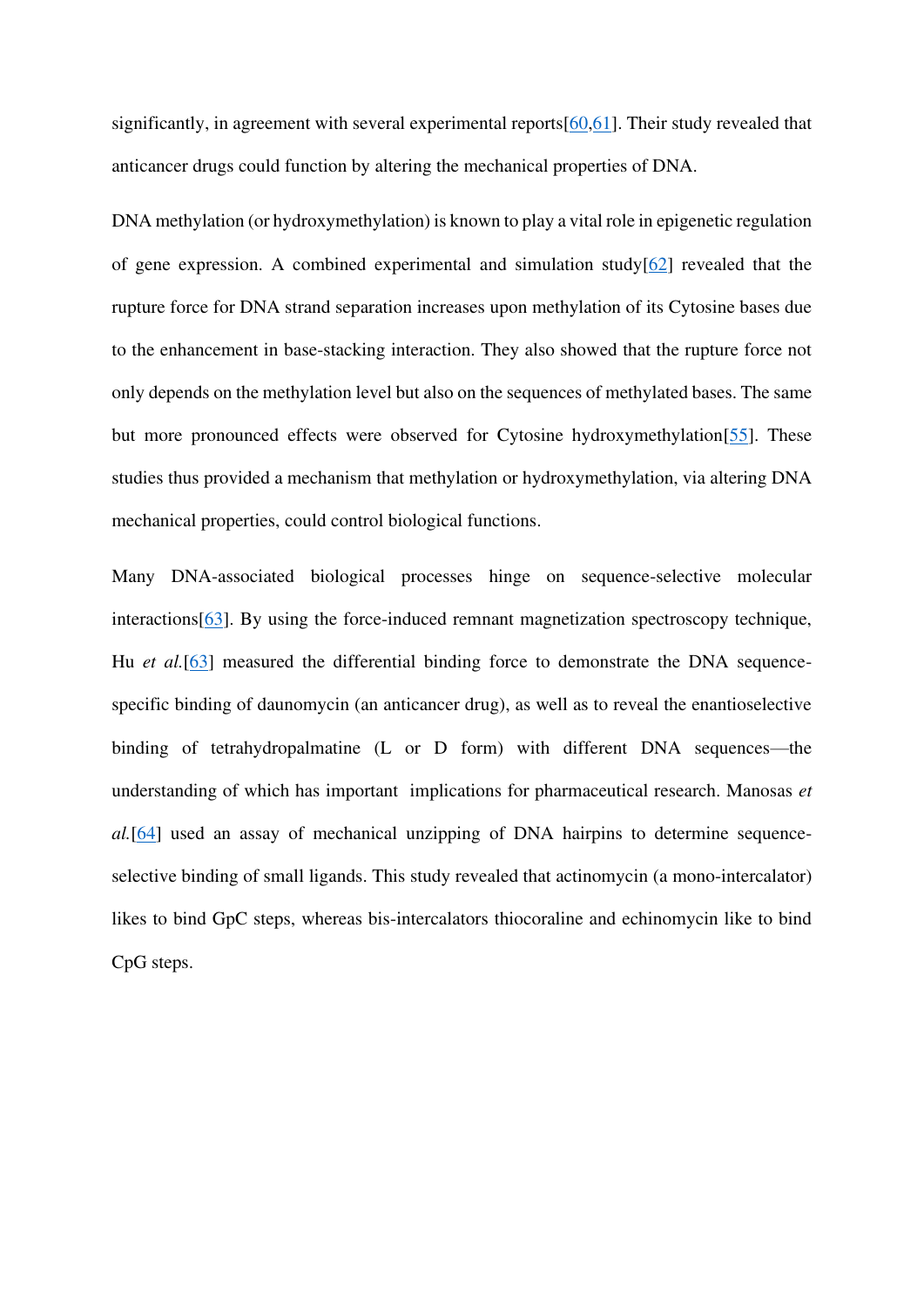significantly, in agreement with several experimental reports[60,61]. Their study revealed that anticancer drugs could function by altering the mechanical properties of DNA.

DNA methylation (or hydroxymethylation) is known to play a vital role in epigenetic regulation of gene expression. A combined experimental and simulation study[62] revealed that the rupture force for DNA strand separation increases upon methylation of its Cytosine bases due to the enhancement in base-stacking interaction. They also showed that the rupture force not only depends on the methylation level but also on the sequences of methylated bases. The same but more pronounced effects were observed for Cytosine hydroxymethylation[55]. These studies thus provided a mechanism that methylation or hydroxymethylation, via altering DNA mechanical properties, could control biological functions.

Many DNA-associated biological processes hinge on sequence-selective molecular interactions[63]. By using the force-induced remnant magnetization spectroscopy technique, Hu *et al.*[63] measured the differential binding force to demonstrate the DNA sequence-specific binding of daunomycin (an anticancer drug), as well as to reveal the enantioselective binding of tetrahydropalmatine (L or D form) with different DNA sequences—the understanding of which has important implications for pharmaceutical research. Manosas *et al.*[64] used an assay of mechanical unzipping of DNA hairpins to determine sequence-selective binding of small ligands. This study revealed that actinomycin (a mono-intercalator) likes to bind GpC steps, whereas bis-intercalators thiocoraline and echinomycin like to bind CpG steps.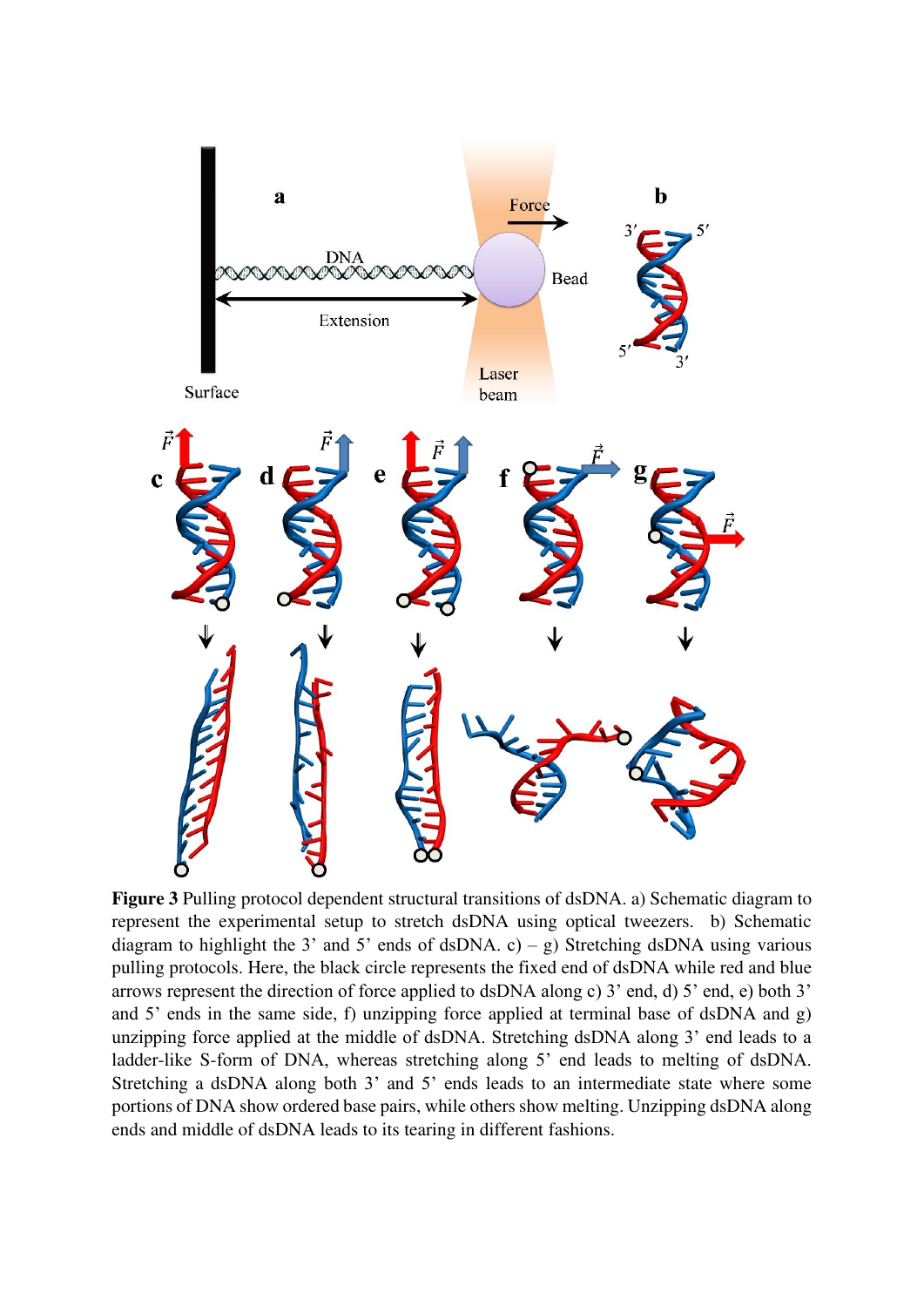a

Force

DNA

Bead

Extension

Surface

Laser beam

b

3′ 5′

5′ 3′

c $\vec{F}$

d $\vec{F}$

e $\vec{F}$

f $\vec{F}$

g $\vec{F}$

**Figure 3** Pulling protocol dependent structural transitions of dsDNA. a) Schematic diagram to represent the experimental setup to stretch dsDNA using optical tweezers. b) Schematic diagram to highlight the 3' and 5' ends of dsDNA. c) – g) Stretching dsDNA using various pulling protocols. Here, the black circle represents the fixed end of dsDNA while red and blue arrows represent the direction of force applied to dsDNA along c) 3' end, d) 5' end, e) both 3' and 5' ends in the same side, f) unzipping force applied at terminal base of dsDNA and g) unzipping force applied at the middle of dsDNA. Stretching dsDNA along 3' end leads to a ladder-like S-form of DNA, whereas stretching along 5' end leads to melting of dsDNA. Stretching a dsDNA along both 3' and 5' ends leads to an intermediate state where some portions of DNA show ordered base pairs, while others show melting. Unzipping dsDNA along ends and middle of dsDNA leads to its tearing in different fashions.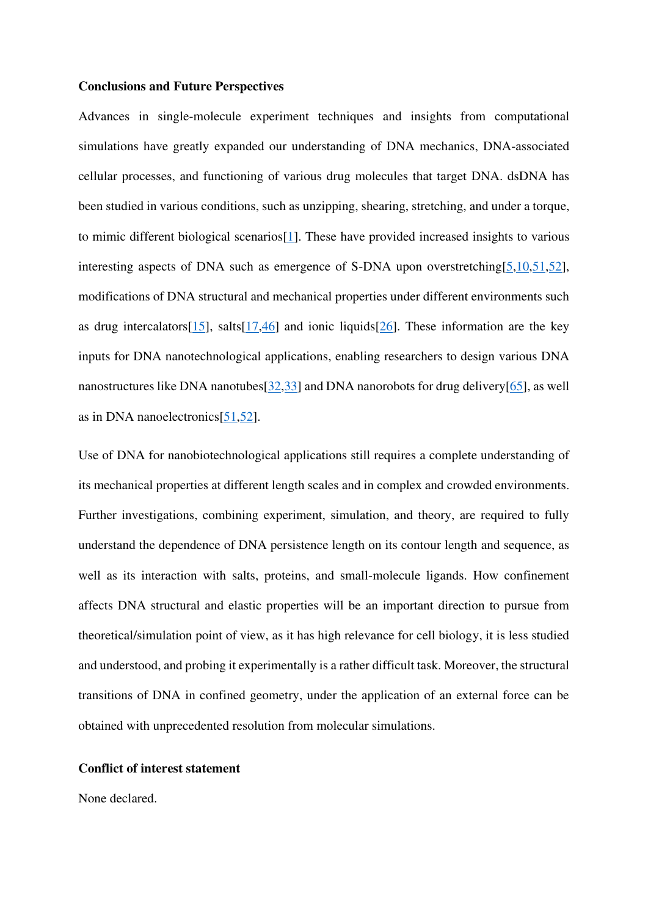**Conclusions and Future Perspectives**

Advances in single-molecule experiment techniques and insights from computational simulations have greatly expanded our understanding of DNA mechanics, DNA-associated cellular processes, and functioning of various drug molecules that target DNA. dsDNA has been studied in various conditions, such as unzipping, shearing, stretching, and under a torque, to mimic different biological scenarios[1]. These have provided increased insights to various interesting aspects of DNA such as emergence of S-DNA upon overstretching[5,10,51,52], modifications of DNA structural and mechanical properties under different environments such as drug intercalators[15], salts[17,46] and ionic liquids[26]. These information are the key inputs for DNA nanotechnological applications, enabling researchers to design various DNA nanostructures like DNA nanotubes[32,33] and DNA nanorobots for drug delivery[65], as well as in DNA nanoelectronics[51,52].

Use of DNA for nanobiotechnological applications still requires a complete understanding of its mechanical properties at different length scales and in complex and crowded environments. Further investigations, combining experiment, simulation, and theory, are required to fully understand the dependence of DNA persistence length on its contour length and sequence, as well as its interaction with salts, proteins, and small-molecule ligands. How confinement affects DNA structural and elastic properties will be an important direction to pursue from theoretical/simulation point of view, as it has high relevance for cell biology, it is less studied and understood, and probing it experimentally is a rather difficult task. Moreover, the structural transitions of DNA in confined geometry, under the application of an external force can be obtained with unprecedented resolution from molecular simulations.

**Conflict of interest statement**

None declared.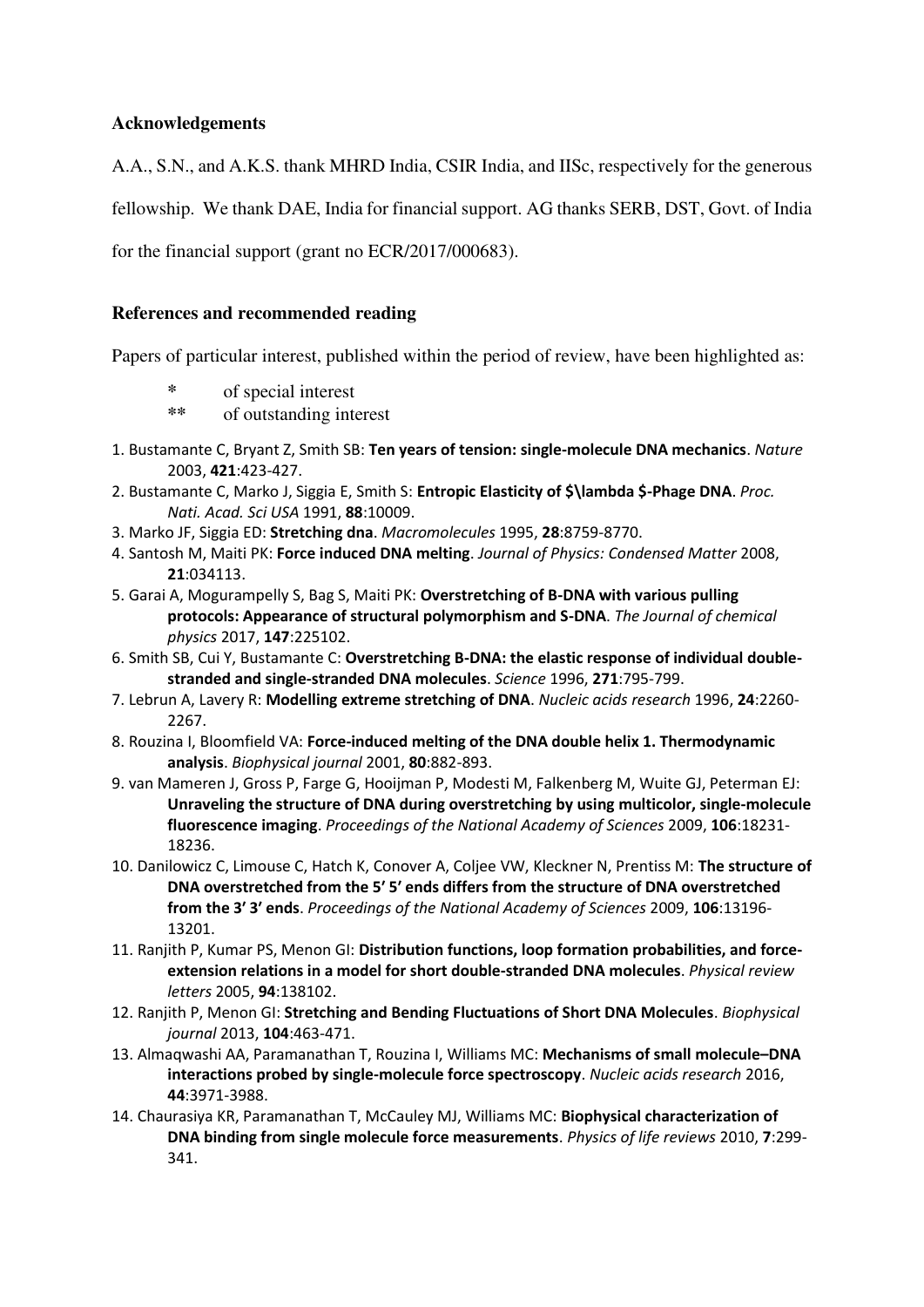### Acknowledgements

A.A., S.N., and A.K.S. thank MHRD India, CSIR India, and IISc, respectively for the generous fellowship. We thank DAE, India for financial support. AG thanks SERB, DST, Govt. of India for the financial support (grant no ECR/2017/000683).

### References and recommended reading

Papers of particular interest, published within the period of review, have been highlighted as:

- \* of special interest
- \*\* of outstanding interest

1. Bustamante C, Bryant Z, Smith SB: **Ten years of tension: single-molecule DNA mechanics**. *Nature* 2003, **421**:423-427.
2. Bustamante C, Marko J, Siggia E, Smith S: **Entropic Elasticity of $\lambda $-Phage DNA**. *Proc. Nati. Acad. Sci USA* 1991, **88**:10009.
3. Marko JF, Siggia ED: **Stretching dna**. *Macromolecules* 1995, **28**:8759-8770.
4. Santosh M, Maiti PK: **Force induced DNA melting**. *Journal of Physics: Condensed Matter* 2008, **21**:034113.
5. Garai A, Mogurampelly S, Bag S, Maiti PK: **Overstretching of B-DNA with various pulling protocols: Appearance of structural polymorphism and S-DNA**. *The Journal of chemical physics* 2017, **147**:225102.
6. Smith SB, Cui Y, Bustamante C: **Overstretching B-DNA: the elastic response of individual double-stranded and single-stranded DNA molecules**. *Science* 1996, **271**:795-799.
7. Lebrun A, Lavery R: **Modelling extreme stretching of DNA**. *Nucleic acids research* 1996, **24**:2260-2267.
8. Rouzina I, Bloomfield VA: **Force-induced melting of the DNA double helix 1. Thermodynamic analysis**. *Biophysical journal* 2001, **80**:882-893.
9. van Mameren J, Gross P, Farge G, Hooijman P, Modesti M, Falkenberg M, Wuite GJ, Peterman EJ: **Unraveling the structure of DNA during overstretching by using multicolor, single-molecule fluorescence imaging**. *Proceedings of the National Academy of Sciences* 2009, **106**:18231-18236.
10. Danilowicz C, Limouse C, Hatch K, Conover A, Coljee VW, Kleckner N, Prentiss M: **The structure of DNA overstretched from the 5′ 5′ ends differs from the structure of DNA overstretched from the 3′ 3′ ends**. *Proceedings of the National Academy of Sciences* 2009, **106**:13196-13201.
11. Ranjith P, Kumar PS, Menon GI: **Distribution functions, loop formation probabilities, and force-extension relations in a model for short double-stranded DNA molecules**. *Physical review letters* 2005, **94**:138102.
12. Ranjith P, Menon GI: **Stretching and Bending Fluctuations of Short DNA Molecules**. *Biophysical journal* 2013, **104**:463-471.
13. Almaqwashi AA, Paramanathan T, Rouzina I, Williams MC: **Mechanisms of small molecule–DNA interactions probed by single-molecule force spectroscopy**. *Nucleic acids research* 2016, **44**:3971-3988.
14. Chaurasiya KR, Paramanathan T, McCauley MJ, Williams MC: **Biophysical characterization of DNA binding from single molecule force measurements**. *Physics of life reviews* 2010, **7**:299-341.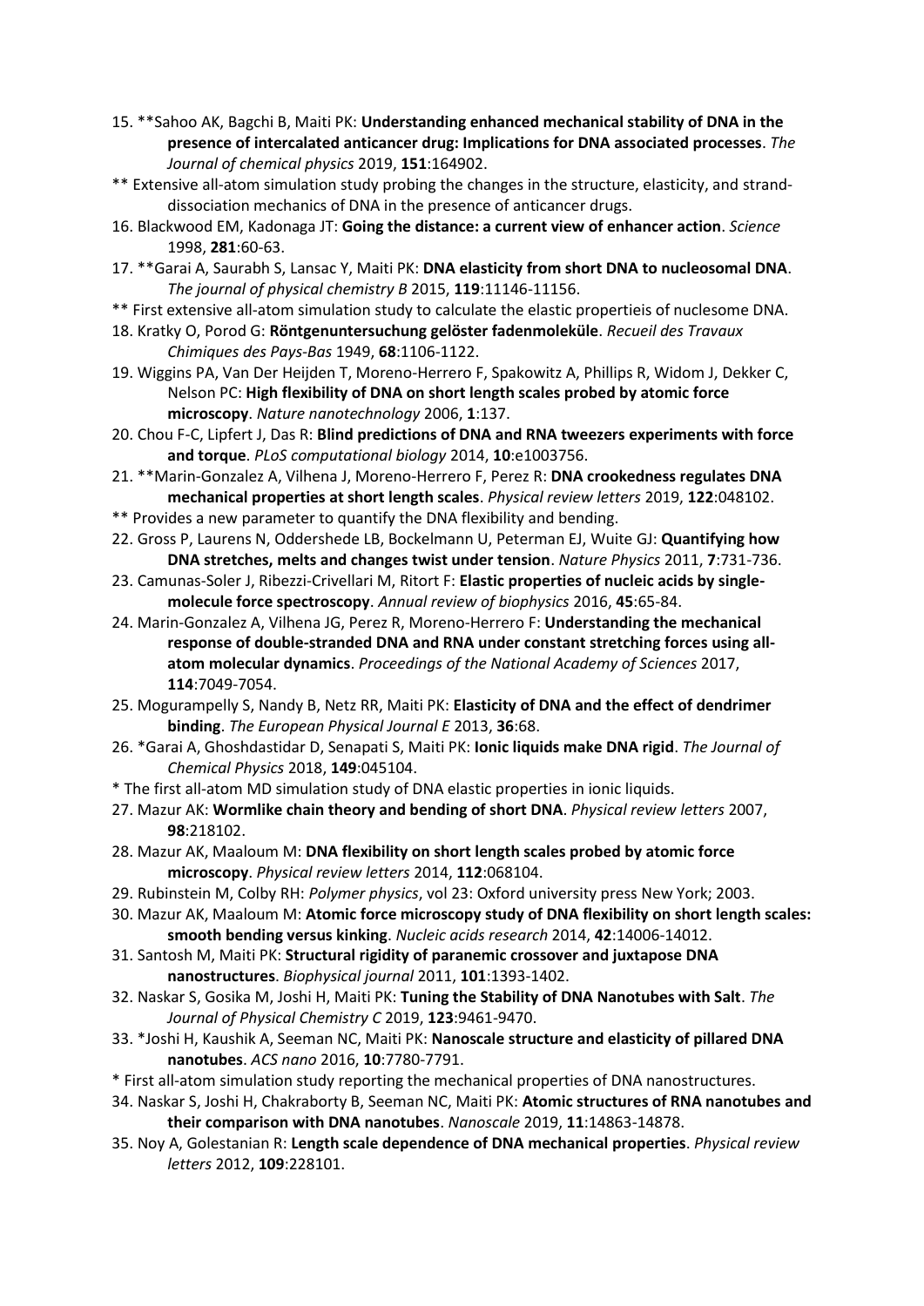15. **Sahoo AK, Bagchi B, Maiti PK: **Understanding enhanced mechanical stability of DNA in the presence of intercalated anticancer drug: Implications for DNA associated processes**. *The Journal of chemical physics* 2019, **151**:164902.

** Extensive all-atom simulation study probing the changes in the structure, elasticity, and strand-dissociation mechanics of DNA in the presence of anticancer drugs.

16. Blackwood EM, Kadonaga JT: **Going the distance: a current view of enhancer action**. *Science* 1998, **281**:60-63.
17. **Garai A, Saurabh S, Lansac Y, Maiti PK: **DNA elasticity from short DNA to nucleosomal DNA**. *The journal of physical chemistry B* 2015, **119**:11146-11156.

** First extensive all-atom simulation study to calculate the elastic propertieis of nuclesome DNA.

18. Kratky O, Porod G: **Röntgenuntersuchung gelöster fadenmoleküle**. *Recueil des Travaux Chimiques des Pays-Bas* 1949, **68**:1106-1122.
19. Wiggins PA, Van Der Heijden T, Moreno-Herrero F, Spakowitz A, Phillips R, Widom J, Dekker C, Nelson PC: **High flexibility of DNA on short length scales probed by atomic force microscopy**. *Nature nanotechnology* 2006, **1**:137.
20. Chou F-C, Lipfert J, Das R: **Blind predictions of DNA and RNA tweezers experiments with force and torque**. *PLoS computational biology* 2014, **10**:e1003756.
21. **Marin-Gonzalez A, Vilhena J, Moreno-Herrero F, Perez R: **DNA crookedness regulates DNA mechanical properties at short length scales**. *Physical review letters* 2019, **122**:048102.

** Provides a new parameter to quantify the DNA flexibility and bending.

22. Gross P, Laurens N, Oddershede LB, Bockelmann U, Peterman EJ, Wuite GJ: **Quantifying how DNA stretches, melts and changes twist under tension**. *Nature Physics* 2011, **7**:731-736.
23. Camunas-Soler J, Ribezzi-Crivellari M, Ritort F: **Elastic properties of nucleic acids by single-molecule force spectroscopy**. *Annual review of biophysics* 2016, **45**:65-84.
24. Marin-Gonzalez A, Vilhena JG, Perez R, Moreno-Herrero F: **Understanding the mechanical response of double-stranded DNA and RNA under constant stretching forces using all-atom molecular dynamics**. *Proceedings of the National Academy of Sciences* 2017, **114**:7049-7054.
25. Mogurampelly S, Nandy B, Netz RR, Maiti PK: **Elasticity of DNA and the effect of dendrimer binding**. *The European Physical Journal E* 2013, **36**:68.
26. *Garai A, Ghoshdastidar D, Senapati S, Maiti PK: **Ionic liquids make DNA rigid**. *The Journal of Chemical Physics* 2018, **149**:045104.

* The first all-atom MD simulation study of DNA elastic properties in ionic liquids.

27. Mazur AK: **Wormlike chain theory and bending of short DNA**. *Physical review letters* 2007, **98**:218102.
28. Mazur AK, Maaloum M: **DNA flexibility on short length scales probed by atomic force microscopy**. *Physical review letters* 2014, **112**:068104.
29. Rubinstein M, Colby RH: *Polymer physics*, vol 23: Oxford university press New York; 2003.
30. Mazur AK, Maaloum M: **Atomic force microscopy study of DNA flexibility on short length scales: smooth bending versus kinking**. *Nucleic acids research* 2014, **42**:14006-14012.
31. Santosh M, Maiti PK: **Structural rigidity of paranemic crossover and juxtapose DNA nanostructures**. *Biophysical journal* 2011, **101**:1393-1402.
32. Naskar S, Gosika M, Joshi H, Maiti PK: **Tuning the Stability of DNA Nanotubes with Salt**. *The Journal of Physical Chemistry C* 2019, **123**:9461-9470.
33. *Joshi H, Kaushik A, Seeman NC, Maiti PK: **Nanoscale structure and elasticity of pillared DNA nanotubes**. *ACS nano* 2016, **10**:7780-7791.

* First all-atom simulation study reporting the mechanical properties of DNA nanostructures.

34. Naskar S, Joshi H, Chakraborty B, Seeman NC, Maiti PK: **Atomic structures of RNA nanotubes and their comparison with DNA nanotubes**. *Nanoscale* 2019, **11**:14863-14878.
35. Noy A, Golestanian R: **Length scale dependence of DNA mechanical properties**. *Physical review letters* 2012, **109**:228101.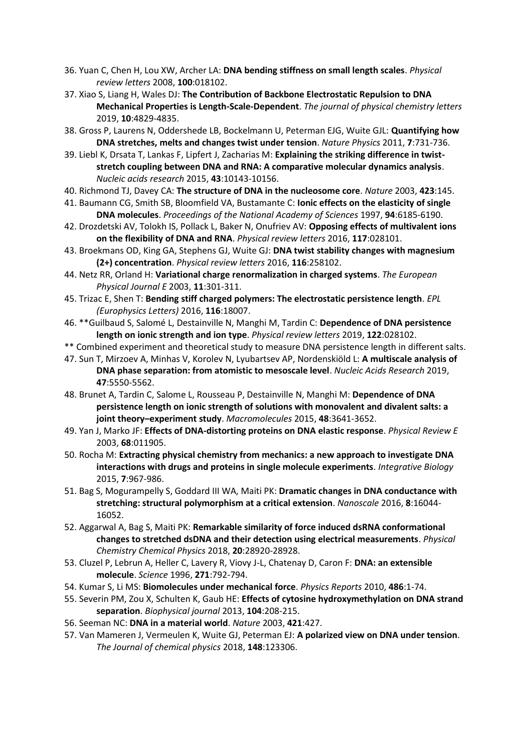36. Yuan C, Chen H, Lou XW, Archer LA: **DNA bending stiffness on small length scales**. *Physical review letters* 2008, **100**:018102.
37. Xiao S, Liang H, Wales DJ: **The Contribution of Backbone Electrostatic Repulsion to DNA Mechanical Properties is Length-Scale-Dependent**. *The journal of physical chemistry letters* 2019, **10**:4829-4835.
38. Gross P, Laurens N, Oddershede LB, Bockelmann U, Peterman EJG, Wuite GJL: **Quantifying how DNA stretches, melts and changes twist under tension**. *Nature Physics* 2011, **7**:731-736.
39. Liebl K, Drsata T, Lankas F, Lipfert J, Zacharias M: **Explaining the striking difference in twist-stretch coupling between DNA and RNA: A comparative molecular dynamics analysis**. *Nucleic acids research* 2015, **43**:10143-10156.
40. Richmond TJ, Davey CA: **The structure of DNA in the nucleosome core**. *Nature* 2003, **423**:145.
41. Baumann CG, Smith SB, Bloomfield VA, Bustamante C: **Ionic effects on the elasticity of single DNA molecules**. *Proceedings of the National Academy of Sciences* 1997, **94**:6185-6190.
42. Drozdetski AV, Tolokh IS, Pollack L, Baker N, Onufriev AV: **Opposing effects of multivalent ions on the flexibility of DNA and RNA**. *Physical review letters* 2016, **117**:028101.
43. Broekmans OD, King GA, Stephens GJ, Wuite GJ: **DNA twist stability changes with magnesium (2+) concentration**. *Physical review letters* 2016, **116**:258102.
44. Netz RR, Orland H: **Variational charge renormalization in charged systems**. *The European Physical Journal E* 2003, **11**:301-311.
45. Trizac E, Shen T: **Bending stiff charged polymers: The electrostatic persistence length**. *EPL (Europhysics Letters)* 2016, **116**:18007.
46. **Guilbaud S, Salomé L, Destainville N, Manghi M, Tardin C: **Dependence of DNA persistence length on ionic strength and ion type**. *Physical review letters* 2019, **122**:028102.

** Combined experiment and theoretical study to measure DNA persistence length in different salts.

47. Sun T, Mirzoev A, Minhas V, Korolev N, Lyubartsev AP, Nordenskiöld L: **A multiscale analysis of DNA phase separation: from atomistic to mesoscale level**. *Nucleic Acids Research* 2019, **47**:5550-5562.
48. Brunet A, Tardin C, Salome L, Rousseau P, Destainville N, Manghi M: **Dependence of DNA persistence length on ionic strength of solutions with monovalent and divalent salts: a joint theory–experiment study**. *Macromolecules* 2015, **48**:3641-3652.
49. Yan J, Marko JF: **Effects of DNA-distorting proteins on DNA elastic response**. *Physical Review E* 2003, **68**:011905.
50. Rocha M: **Extracting physical chemistry from mechanics: a new approach to investigate DNA interactions with drugs and proteins in single molecule experiments**. *Integrative Biology* 2015, **7**:967-986.
51. Bag S, Mogurampelly S, Goddard III WA, Maiti PK: **Dramatic changes in DNA conductance with stretching: structural polymorphism at a critical extension**. *Nanoscale* 2016, **8**:16044-16052.
52. Aggarwal A, Bag S, Maiti PK: **Remarkable similarity of force induced dsRNA conformational changes to stretched dsDNA and their detection using electrical measurements**. *Physical Chemistry Chemical Physics* 2018, **20**:28920-28928.
53. Cluzel P, Lebrun A, Heller C, Lavery R, Viovy J-L, Chatenay D, Caron F: **DNA: an extensible molecule**. *Science* 1996, **271**:792-794.
54. Kumar S, Li MS: **Biomolecules under mechanical force**. *Physics Reports* 2010, **486**:1-74.
55. Severin PM, Zou X, Schulten K, Gaub HE: **Effects of cytosine hydroxymethylation on DNA strand separation**. *Biophysical journal* 2013, **104**:208-215.
56. Seeman NC: **DNA in a material world**. *Nature* 2003, **421**:427.
57. Van Mameren J, Vermeulen K, Wuite GJ, Peterman EJ: **A polarized view on DNA under tension**. *The Journal of chemical physics* 2018, **148**:123306.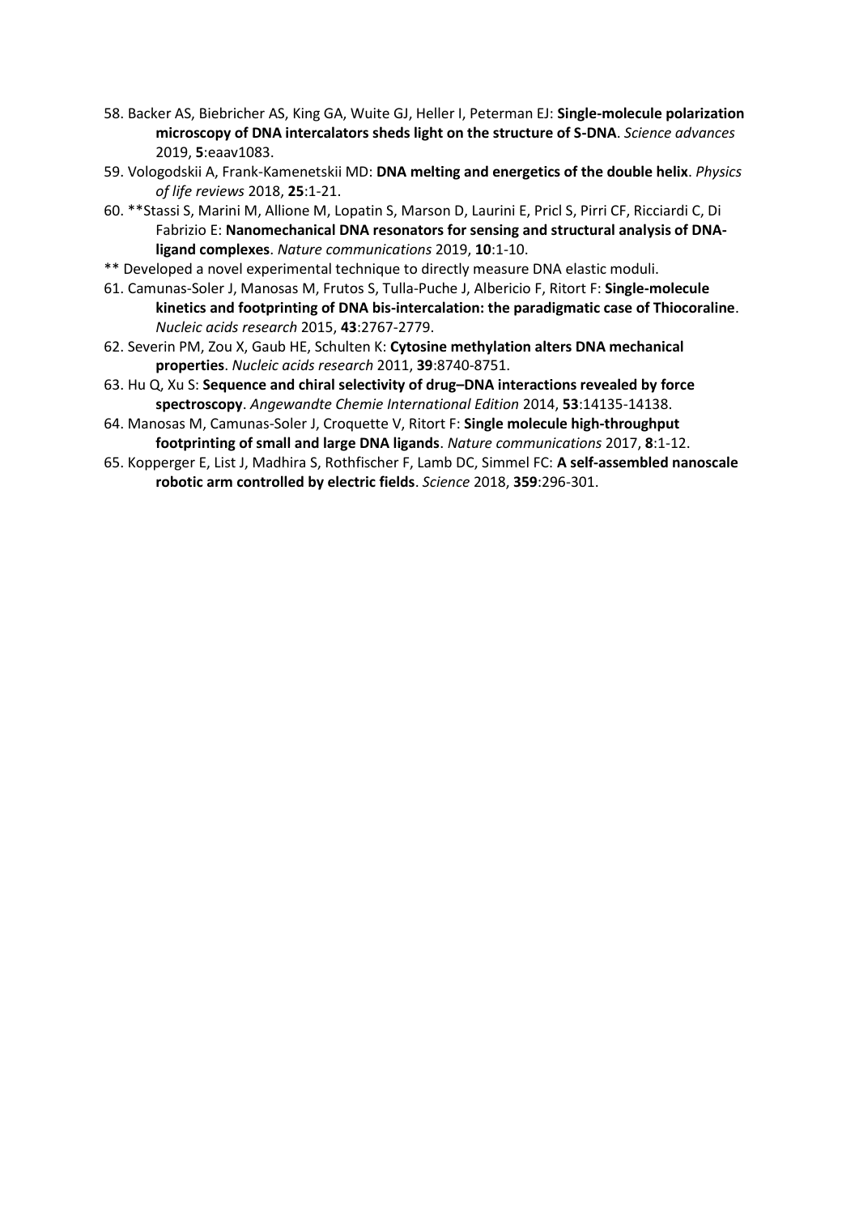58. Backer AS, Biebricher AS, King GA, Wuite GJ, Heller I, Peterman EJ: **Single-molecule polarization microscopy of DNA intercalators sheds light on the structure of S-DNA**. *Science advances* 2019, **5**:eaav1083.
59. Vologodskii A, Frank-Kamenetskii MD: **DNA melting and energetics of the double helix**. *Physics of life reviews* 2018, **25**:1-21.
60. **Stassi S, Marini M, Allione M, Lopatin S, Marson D, Laurini E, Pricl S, Pirri CF, Ricciardi C, Di Fabrizio E: **Nanomechanical DNA resonators for sensing and structural analysis of DNA-ligand complexes**. *Nature communications* 2019, **10**:1-10.

** Developed a novel experimental technique to directly measure DNA elastic moduli.

61. Camunas-Soler J, Manosas M, Frutos S, Tulla-Puche J, Albericio F, Ritort F: **Single-molecule kinetics and footprinting of DNA bis-intercalation: the paradigmatic case of Thiocoraline**. *Nucleic acids research* 2015, **43**:2767-2779.
62. Severin PM, Zou X, Gaub HE, Schulten K: **Cytosine methylation alters DNA mechanical properties**. *Nucleic acids research* 2011, **39**:8740-8751.
63. Hu Q, Xu S: **Sequence and chiral selectivity of drug–DNA interactions revealed by force spectroscopy**. *Angewandte Chemie International Edition* 2014, **53**:14135-14138.
64. Manosas M, Camunas-Soler J, Croquette V, Ritort F: **Single molecule high-throughput footprinting of small and large DNA ligands**. *Nature communications* 2017, **8**:1-12.
65. Kopperger E, List J, Madhira S, Rothfischer F, Lamb DC, Simmel FC: **A self-assembled nanoscale robotic arm controlled by electric fields**. *Science* 2018, **359**:296-301.